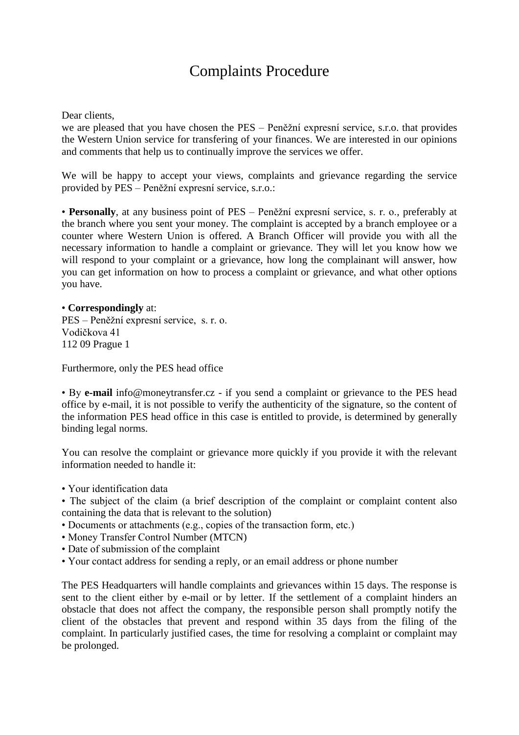# Complaints Procedure

Dear clients,
we are pleased that you have chosen the PES – Peněžní expresní service, s.r.o. that provides the Western Union service for transfering of your finances. We are interested in our opinions and comments that help us to continually improve the services we offer.

We will be happy to accept your views, complaints and grievance regarding the service provided by PES – Peněžní expresní service, s.r.o.:

• **Personally**, at any business point of PES – Peněžní expresní service, s. r. o., preferably at the branch where you sent your money. The complaint is accepted by a branch employee or a counter where Western Union is offered. A Branch Officer will provide you with all the necessary information to handle a complaint or grievance. They will let you know how we will respond to your complaint or a grievance, how long the complainant will answer, how you can get information on how to process a complaint or grievance, and what other options you have.

• **Correspondingly** at:
PES – Peněžní expresní service, s. r. o.
Vodičkova 41
112 09 Prague 1

Furthermore, only the PES head office

• By **e-mail** info@moneytransfer.cz - if you send a complaint or grievance to the PES head office by e-mail, it is not possible to verify the authenticity of the signature, so the content of the information PES head office in this case is entitled to provide, is determined by generally binding legal norms.

You can resolve the complaint or grievance more quickly if you provide it with the relevant information needed to handle it:

• Your identification data
• The subject of the claim (a brief description of the complaint or complaint content also containing the data that is relevant to the solution)
• Documents or attachments (e.g., copies of the transaction form, etc.)
• Money Transfer Control Number (MTCN)
• Date of submission of the complaint
• Your contact address for sending a reply, or an email address or phone number

The PES Headquarters will handle complaints and grievances within 15 days. The response is sent to the client either by e-mail or by letter. If the settlement of a complaint hinders an obstacle that does not affect the company, the responsible person shall promptly notify the client of the obstacles that prevent and respond within 35 days from the filing of the complaint. In particularly justified cases, the time for resolving a complaint or complaint may be prolonged.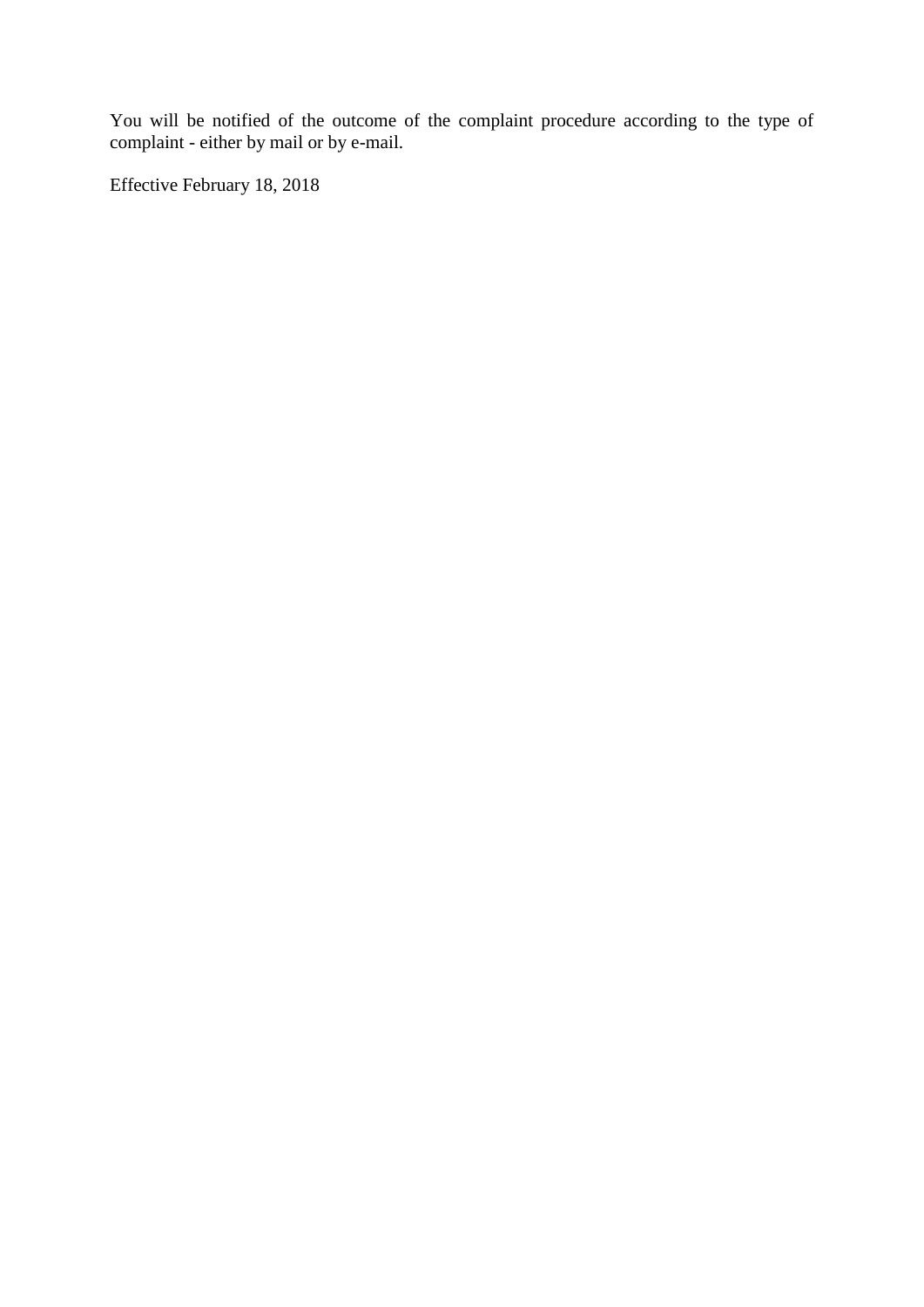You will be notified of the outcome of the complaint procedure according to the type of complaint - either by mail or by e-mail.

Effective February 18, 2018